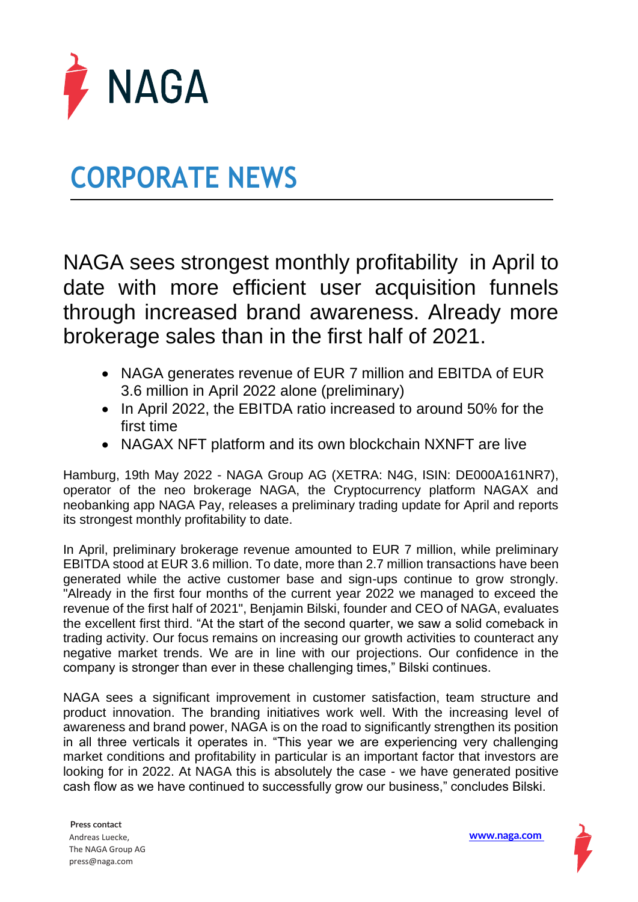NAGA

# CORPORATE NEWS

## NAGA sees strongest monthly profitability in April to date with more efficient user acquisition funnels through increased brand awareness. Already more brokerage sales than in the first half of 2021.

- NAGA generates revenue of EUR 7 million and EBITDA of EUR 3.6 million in April 2022 alone (preliminary)
- In April 2022, the EBITDA ratio increased to around 50% for the first time
- NAGAX NFT platform and its own blockchain NXNFT are live

Hamburg, 19th May 2022 - NAGA Group AG (XETRA: N4G, ISIN: DE000A161NR7), operator of the neo brokerage NAGA, the Cryptocurrency platform NAGAX and neobanking app NAGA Pay, releases a preliminary trading update for April and reports its strongest monthly profitability to date.

In April, preliminary brokerage revenue amounted to EUR 7 million, while preliminary EBITDA stood at EUR 3.6 million. To date, more than 2.7 million transactions have been generated while the active customer base and sign-ups continue to grow strongly. "Already in the first four months of the current year 2022 we managed to exceed the revenue of the first half of 2021", Benjamin Bilski, founder and CEO of NAGA, evaluates the excellent first third. "At the start of the second quarter, we saw a solid comeback in trading activity. Our focus remains on increasing our growth activities to counteract any negative market trends. We are in line with our projections. Our confidence in the company is stronger than ever in these challenging times," Bilski continues.

NAGA sees a significant improvement in customer satisfaction, team structure and product innovation. The branding initiatives work well. With the increasing level of awareness and brand power, NAGA is on the road to significantly strengthen its position in all three verticals it operates in. "This year we are experiencing very challenging market conditions and profitability in particular is an important factor that investors are looking for in 2022. At NAGA this is absolutely the case - we have generated positive cash flow as we have continued to successfully grow our business," concludes Bilski.

**Press contact**
Andreas Luecke,
The NAGA Group AG
press@naga.com

www.naga.com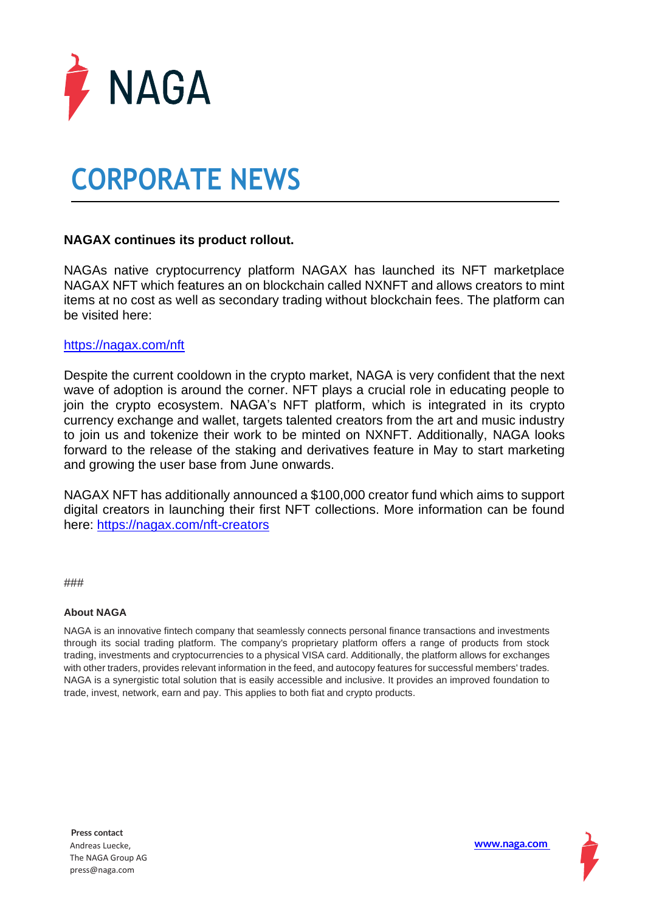NAGA

# CORPORATE NEWS

**NAGAX continues its product rollout.**

NAGAs native cryptocurrency platform NAGAX has launched its NFT marketplace NAGAX NFT which features an on blockchain called NXNFT and allows creators to mint items at no cost as well as secondary trading without blockchain fees. The platform can be visited here:

https://nagax.com/nft

Despite the current cooldown in the crypto market, NAGA is very confident that the next wave of adoption is around the corner. NFT plays a crucial role in educating people to join the crypto ecosystem. NAGA's NFT platform, which is integrated in its crypto currency exchange and wallet, targets talented creators from the art and music industry to join us and tokenize their work to be minted on NXNFT. Additionally, NAGA looks forward to the release of the staking and derivatives feature in May to start marketing and growing the user base from June onwards.

NAGAX NFT has additionally announced a $100,000 creator fund which aims to support digital creators in launching their first NFT collections. More information can be found here: https://nagax.com/nft-creators

###

**About NAGA**

NAGA is an innovative fintech company that seamlessly connects personal finance transactions and investments through its social trading platform. The company's proprietary platform offers a range of products from stock trading, investments and cryptocurrencies to a physical VISA card. Additionally, the platform allows for exchanges with other traders, provides relevant information in the feed, and autocopy features for successful members' trades. NAGA is a synergistic total solution that is easily accessible and inclusive. It provides an improved foundation to trade, invest, network, earn and pay. This applies to both fiat and crypto products.

**Press contact**
Andreas Luecke,
The NAGA Group AG
press@naga.com

www.naga.com